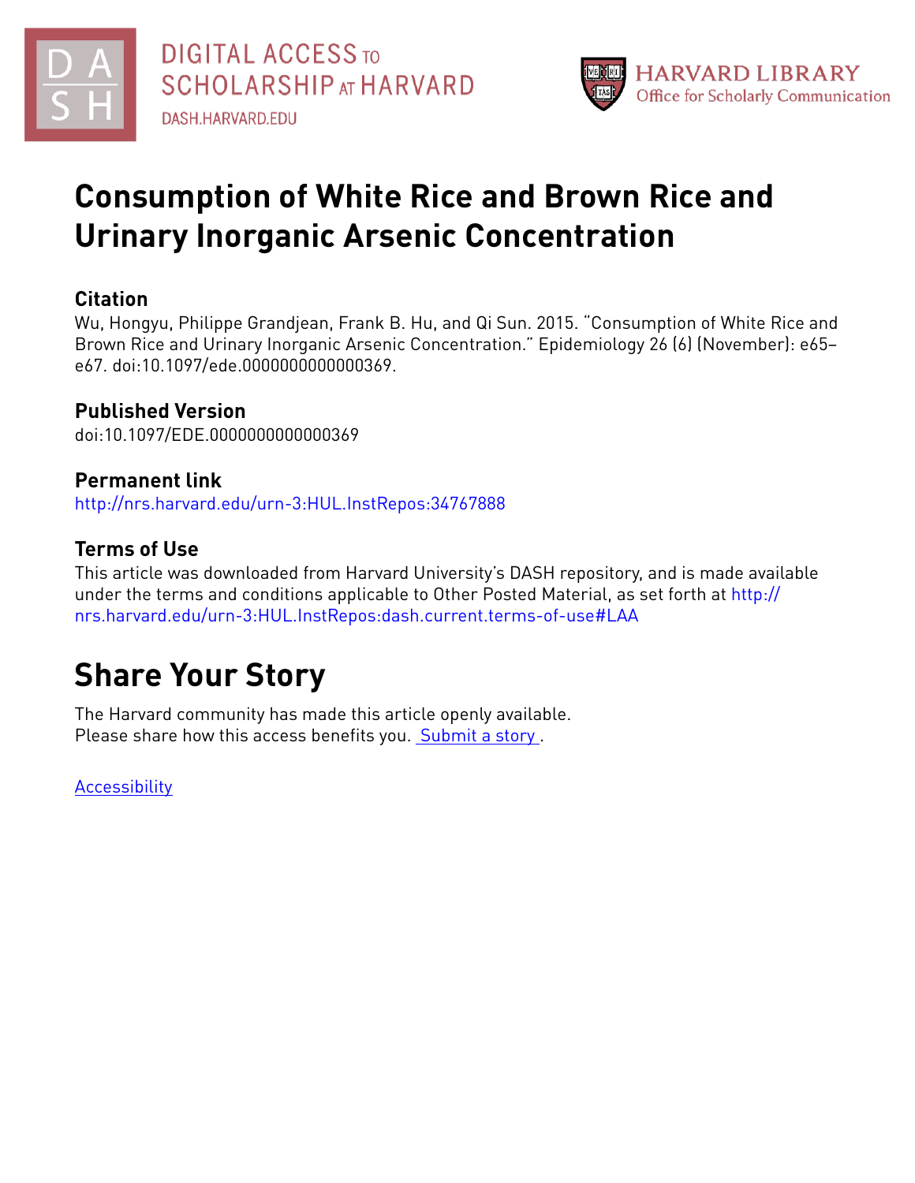DIGITAL ACCESS TO SCHOLARSHIP AT HARVARD

DASH.HARVARD.EDU

HARVARD LIBRARY

Office for Scholarly Communication

# Consumption of White Rice and Brown Rice and Urinary Inorganic Arsenic Concentration

## Citation

Wu, Hongyu, Philippe Grandjean, Frank B. Hu, and Qi Sun. 2015. "Consumption of White Rice and Brown Rice and Urinary Inorganic Arsenic Concentration." Epidemiology 26 (6) (November): e65–e67. doi:10.1097/ede.0000000000000369.

## Published Version

doi:10.1097/EDE.0000000000000369

## Permanent link

http://nrs.harvard.edu/urn-3:HUL.InstRepos:34767888

## Terms of Use

This article was downloaded from Harvard University's DASH repository, and is made available under the terms and conditions applicable to Other Posted Material, as set forth at http://nrs.harvard.edu/urn-3:HUL.InstRepos:dash.current.terms-of-use#LAA

# Share Your Story

The Harvard community has made this article openly available.
Please share how this access benefits you. Submit a story .

Accessibility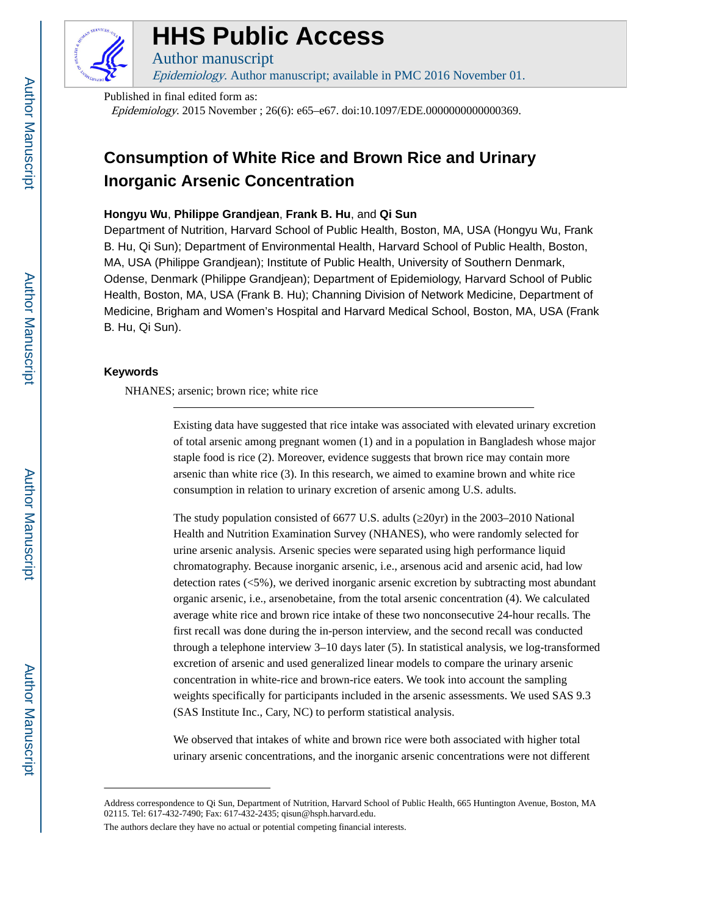# Consumption of White Rice and Brown Rice and Urinary Inorganic Arsenic Concentration

**Hongyu Wu**, **Philippe Grandjean**, **Frank B. Hu**, and **Qi Sun**

Department of Nutrition, Harvard School of Public Health, Boston, MA, USA (Hongyu Wu, Frank B. Hu, Qi Sun); Department of Environmental Health, Harvard School of Public Health, Boston, MA, USA (Philippe Grandjean); Institute of Public Health, University of Southern Denmark, Odense, Denmark (Philippe Grandjean); Department of Epidemiology, Harvard School of Public Health, Boston, MA, USA (Frank B. Hu); Channing Division of Network Medicine, Department of Medicine, Brigham and Women's Hospital and Harvard Medical School, Boston, MA, USA (Frank B. Hu, Qi Sun).

### Keywords

NHANES; arsenic; brown rice; white rice

---

Existing data have suggested that rice intake was associated with elevated urinary excretion of total arsenic among pregnant women (1) and in a population in Bangladesh whose major staple food is rice (2). Moreover, evidence suggests that brown rice may contain more arsenic than white rice (3). In this research, we aimed to examine brown and white rice consumption in relation to urinary excretion of arsenic among U.S. adults.

The study population consisted of 6677 U.S. adults (≥20yr) in the 2003–2010 National Health and Nutrition Examination Survey (NHANES), who were randomly selected for urine arsenic analysis. Arsenic species were separated using high performance liquid chromatography. Because inorganic arsenic, i.e., arsenous acid and arsenic acid, had low detection rates (<5%), we derived inorganic arsenic excretion by subtracting most abundant organic arsenic, i.e., arsenobetaine, from the total arsenic concentration (4). We calculated average white rice and brown rice intake of these two nonconsecutive 24-hour recalls. The first recall was done during the in-person interview, and the second recall was conducted through a telephone interview 3–10 days later (5). In statistical analysis, we log-transformed excretion of arsenic and used generalized linear models to compare the urinary arsenic concentration in white-rice and brown-rice eaters. We took into account the sampling weights specifically for participants included in the arsenic assessments. We used SAS 9.3 (SAS Institute Inc., Cary, NC) to perform statistical analysis.

We observed that intakes of white and brown rice were both associated with higher total urinary arsenic concentrations, and the inorganic arsenic concentrations were not different

---

Address correspondence to Qi Sun, Department of Nutrition, Harvard School of Public Health, 665 Huntington Avenue, Boston, MA 02115. Tel: 617-432-7490; Fax: 617-432-2435; qisun@hsph.harvard.edu.

The authors declare they have no actual or potential competing financial interests.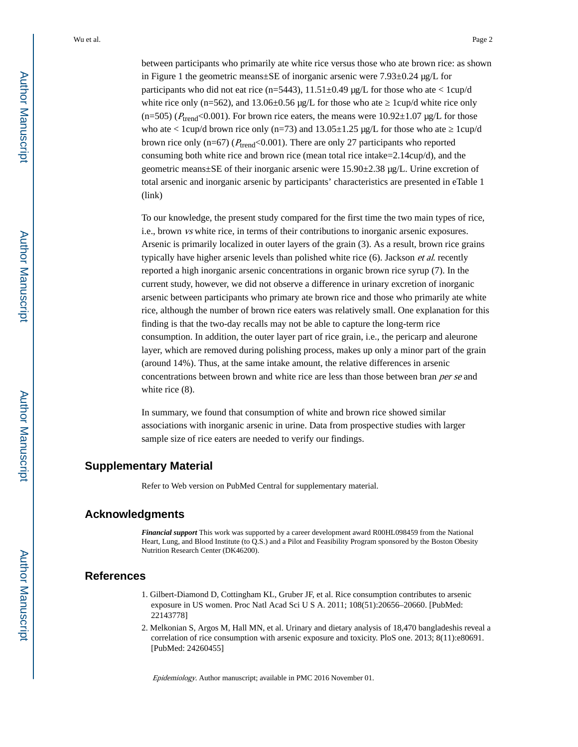between participants who primarily ate white rice versus those who ate brown rice: as shown in Figure 1 the geometric means±SE of inorganic arsenic were 7.93±0.24 μg/L for participants who did not eat rice (n=5443), 11.51±0.49 μg/L for those who ate < 1cup/d white rice only (n=562), and 13.06±0.56 μg/L for those who ate ≥ 1cup/d white rice only (n=505) ($P_{trend}$<0.001). For brown rice eaters, the means were 10.92±1.07 μg/L for those who ate < 1cup/d brown rice only (n=73) and 13.05±1.25 μg/L for those who ate ≥ 1cup/d brown rice only (n=67) ($P_{trend}$<0.001). There are only 27 participants who reported consuming both white rice and brown rice (mean total rice intake=2.14cup/d), and the geometric means±SE of their inorganic arsenic were 15.90±2.38 μg/L. Urine excretion of total arsenic and inorganic arsenic by participants' characteristics are presented in eTable 1 (link)

To our knowledge, the present study compared for the first time the two main types of rice, i.e., brown *vs* white rice, in terms of their contributions to inorganic arsenic exposures. Arsenic is primarily localized in outer layers of the grain (3). As a result, brown rice grains typically have higher arsenic levels than polished white rice (6). Jackson *et al*. recently reported a high inorganic arsenic concentrations in organic brown rice syrup (7). In the current study, however, we did not observe a difference in urinary excretion of inorganic arsenic between participants who primary ate brown rice and those who primarily ate white rice, although the number of brown rice eaters was relatively small. One explanation for this finding is that the two-day recalls may not be able to capture the long-term rice consumption. In addition, the outer layer part of rice grain, i.e., the pericarp and aleurone layer, which are removed during polishing process, makes up only a minor part of the grain (around 14%). Thus, at the same intake amount, the relative differences in arsenic concentrations between brown and white rice are less than those between bran *per se* and white rice (8).

In summary, we found that consumption of white and brown rice showed similar associations with inorganic arsenic in urine. Data from prospective studies with larger sample size of rice eaters are needed to verify our findings.

## Supplementary Material

Refer to Web version on PubMed Central for supplementary material.

## Acknowledgments

***Financial support*** This work was supported by a career development award R00HL098459 from the National Heart, Lung, and Blood Institute (to Q.S.) and a Pilot and Feasibility Program sponsored by the Boston Obesity Nutrition Research Center (DK46200).

## References

1. Gilbert-Diamond D, Cottingham KL, Gruber JF, et al. Rice consumption contributes to arsenic exposure in US women. Proc Natl Acad Sci U S A. 2011; 108(51):20656–20660. [PubMed: 22143778]
2. Melkonian S, Argos M, Hall MN, et al. Urinary and dietary analysis of 18,470 bangladeshis reveal a correlation of rice consumption with arsenic exposure and toxicity. PloS one. 2013; 8(11):e80691. [PubMed: 24260455]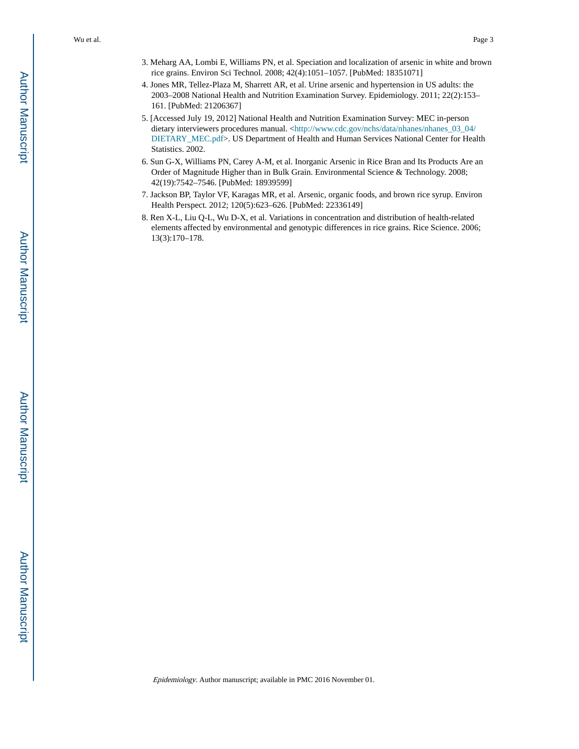3. Meharg AA, Lombi E, Williams PN, et al. Speciation and localization of arsenic in white and brown rice grains. Environ Sci Technol. 2008; 42(4):1051–1057. [PubMed: 18351071]
4. Jones MR, Tellez-Plaza M, Sharrett AR, et al. Urine arsenic and hypertension in US adults: the 2003–2008 National Health and Nutrition Examination Survey. Epidemiology. 2011; 22(2):153–161. [PubMed: 21206367]
5. [Accessed July 19, 2012] National Health and Nutrition Examination Survey: MEC in-person dietary interviewers procedures manual. <http://www.cdc.gov/nchs/data/nhanes/nhanes_03_04/DIETARY_MEC.pdf>. US Department of Health and Human Services National Center for Health Statistics. 2002.
6. Sun G-X, Williams PN, Carey A-M, et al. Inorganic Arsenic in Rice Bran and Its Products Are an Order of Magnitude Higher than in Bulk Grain. Environmental Science & Technology. 2008; 42(19):7542–7546. [PubMed: 18939599]
7. Jackson BP, Taylor VF, Karagas MR, et al. Arsenic, organic foods, and brown rice syrup. Environ Health Perspect. 2012; 120(5):623–626. [PubMed: 22336149]
8. Ren X-L, Liu Q-L, Wu D-X, et al. Variations in concentration and distribution of health-related elements affected by environmental and genotypic differences in rice grains. Rice Science. 2006; 13(3):170–178.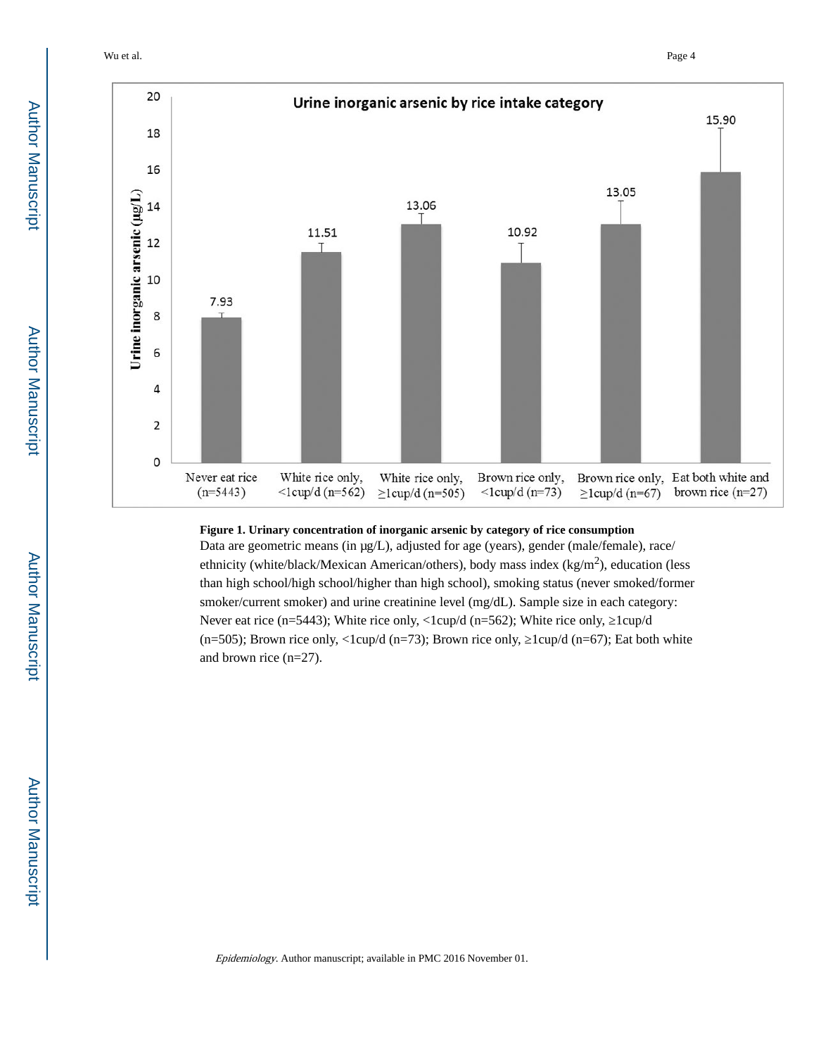Urine inorganic arsenic by rice intake category

Urine inorganic arsenic (μg/L)

20
18
16
14
12
10
8
6
4
2
0

7.93
11.51
13.06
10.92
13.05
15.90

Never eat rice (n=5443)
White rice only, <1cup/d (n=562)
White rice only, ≥1cup/d (n=505)
Brown rice only, <1cup/d (n=73)
Brown rice only, ≥1cup/d (n=67)
Eat both white and brown rice (n=27)

**Figure 1. Urinary concentration of inorganic arsenic by category of rice consumption**

Data are geometric means (in μg/L), adjusted for age (years), gender (male/female), race/ethnicity (white/black/Mexican American/others), body mass index (kg/m$^2$), education (less than high school/high school/higher than high school), smoking status (never smoked/former smoker/current smoker) and urine creatinine level (mg/dL). Sample size in each category: Never eat rice (n=5443); White rice only, <1cup/d (n=562); White rice only, ≥1cup/d (n=505); Brown rice only, <1cup/d (n=73); Brown rice only, ≥1cup/d (n=67); Eat both white and brown rice (n=27).